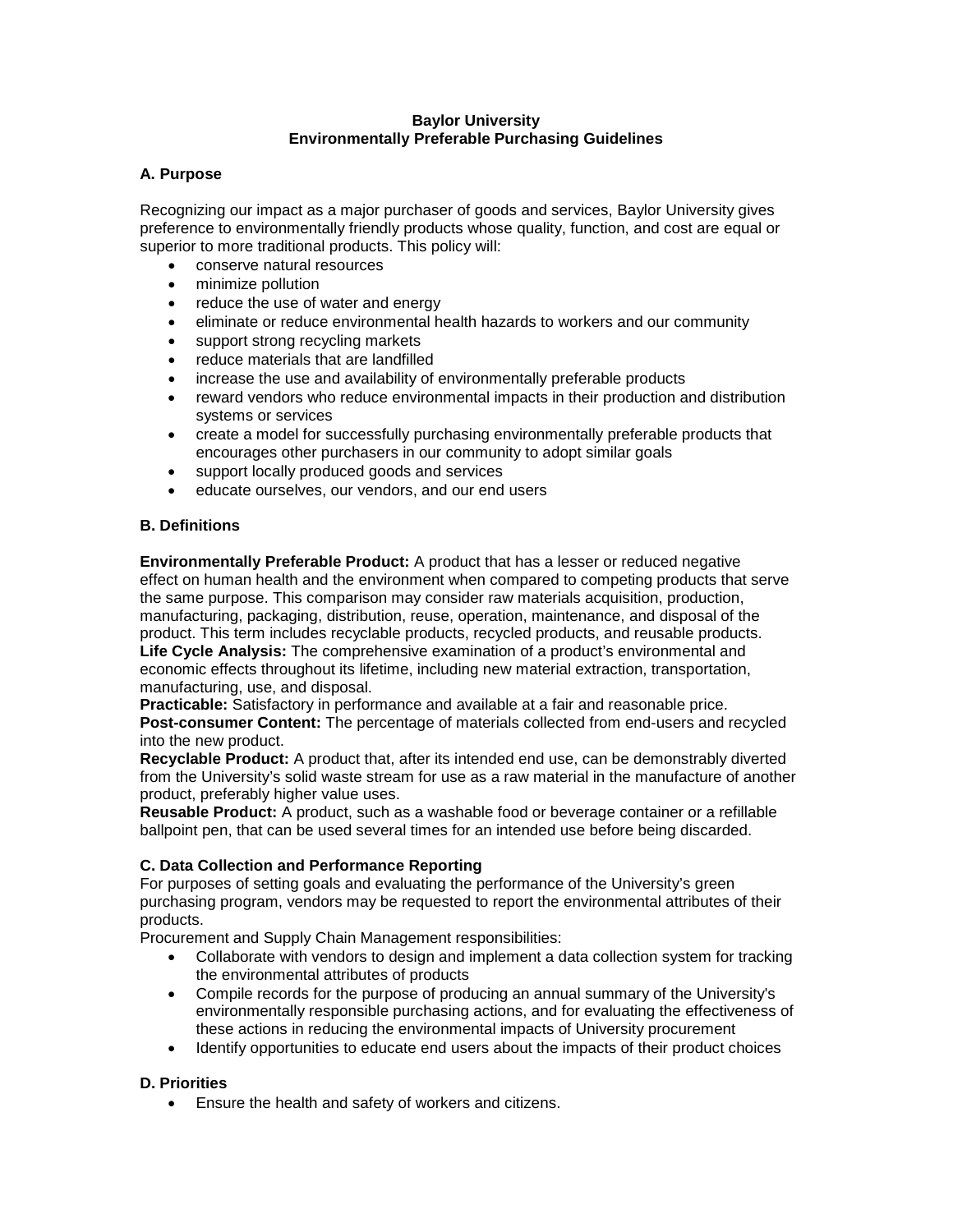# Baylor University
## Environmentally Preferable Purchasing Guidelines

### A. Purpose

Recognizing our impact as a major purchaser of goods and services, Baylor University gives preference to environmentally friendly products whose quality, function, and cost are equal or superior to more traditional products. This policy will:

- conserve natural resources
- minimize pollution
- reduce the use of water and energy
- eliminate or reduce environmental health hazards to workers and our community
- support strong recycling markets
- reduce materials that are landfilled
- increase the use and availability of environmentally preferable products
- reward vendors who reduce environmental impacts in their production and distribution systems or services
- create a model for successfully purchasing environmentally preferable products that encourages other purchasers in our community to adopt similar goals
- support locally produced goods and services
- educate ourselves, our vendors, and our end users

### B. Definitions

**Environmentally Preferable Product:** A product that has a lesser or reduced negative effect on human health and the environment when compared to competing products that serve the same purpose. This comparison may consider raw materials acquisition, production, manufacturing, packaging, distribution, reuse, operation, maintenance, and disposal of the product. This term includes recyclable products, recycled products, and reusable products.
**Life Cycle Analysis:** The comprehensive examination of a product's environmental and economic effects throughout its lifetime, including new material extraction, transportation, manufacturing, use, and disposal.
**Practicable:** Satisfactory in performance and available at a fair and reasonable price.
**Post-consumer Content:** The percentage of materials collected from end-users and recycled into the new product.
**Recyclable Product:** A product that, after its intended end use, can be demonstrably diverted from the University's solid waste stream for use as a raw material in the manufacture of another product, preferably higher value uses.
**Reusable Product:** A product, such as a washable food or beverage container or a refillable ballpoint pen, that can be used several times for an intended use before being discarded.

### C. Data Collection and Performance Reporting

For purposes of setting goals and evaluating the performance of the University's green purchasing program, vendors may be requested to report the environmental attributes of their products.

Procurement and Supply Chain Management responsibilities:

- Collaborate with vendors to design and implement a data collection system for tracking the environmental attributes of products
- Compile records for the purpose of producing an annual summary of the University's environmentally responsible purchasing actions, and for evaluating the effectiveness of these actions in reducing the environmental impacts of University procurement
- Identify opportunities to educate end users about the impacts of their product choices

### D. Priorities

- Ensure the health and safety of workers and citizens.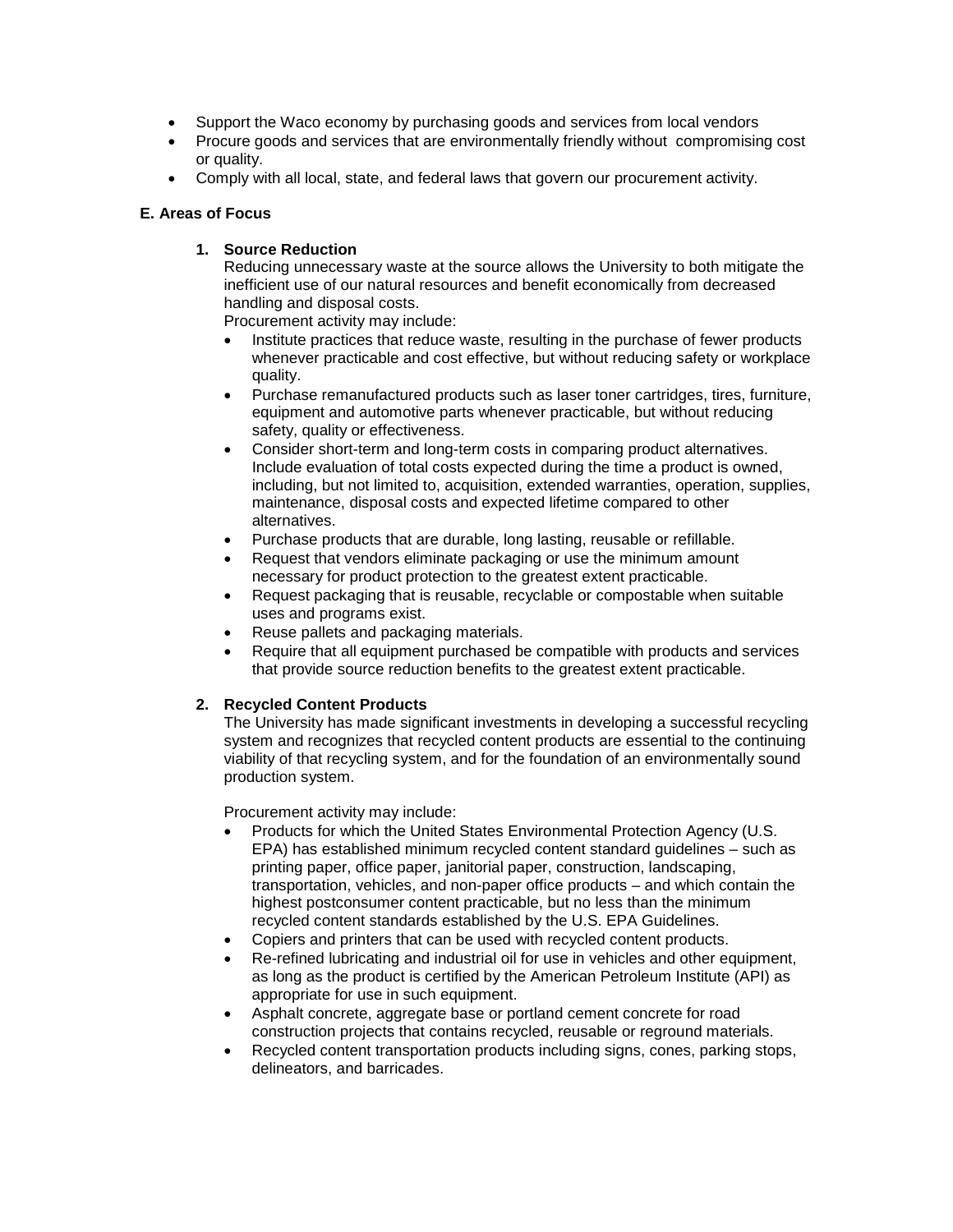- Support the Waco economy by purchasing goods and services from local vendors
- Procure goods and services that are environmentally friendly without compromising cost or quality.
- Comply with all local, state, and federal laws that govern our procurement activity.

**E. Areas of Focus**

1. **Source Reduction**

   Reducing unnecessary waste at the source allows the University to both mitigate the inefficient use of our natural resources and benefit economically from decreased handling and disposal costs.

   Procurement activity may include:

   - Institute practices that reduce waste, resulting in the purchase of fewer products whenever practicable and cost effective, but without reducing safety or workplace quality.
   - Purchase remanufactured products such as laser toner cartridges, tires, furniture, equipment and automotive parts whenever practicable, but without reducing safety, quality or effectiveness.
   - Consider short-term and long-term costs in comparing product alternatives. Include evaluation of total costs expected during the time a product is owned, including, but not limited to, acquisition, extended warranties, operation, supplies, maintenance, disposal costs and expected lifetime compared to other alternatives.
   - Purchase products that are durable, long lasting, reusable or refillable.
   - Request that vendors eliminate packaging or use the minimum amount necessary for product protection to the greatest extent practicable.
   - Request packaging that is reusable, recyclable or compostable when suitable uses and programs exist.
   - Reuse pallets and packaging materials.
   - Require that all equipment purchased be compatible with products and services that provide source reduction benefits to the greatest extent practicable.

2. **Recycled Content Products**

   The University has made significant investments in developing a successful recycling system and recognizes that recycled content products are essential to the continuing viability of that recycling system, and for the foundation of an environmentally sound production system.

   Procurement activity may include:

   - Products for which the United States Environmental Protection Agency (U.S. EPA) has established minimum recycled content standard guidelines – such as printing paper, office paper, janitorial paper, construction, landscaping, transportation, vehicles, and non-paper office products – and which contain the highest postconsumer content practicable, but no less than the minimum recycled content standards established by the U.S. EPA Guidelines.
   - Copiers and printers that can be used with recycled content products.
   - Re-refined lubricating and industrial oil for use in vehicles and other equipment, as long as the product is certified by the American Petroleum Institute (API) as appropriate for use in such equipment.
   - Asphalt concrete, aggregate base or portland cement concrete for road construction projects that contains recycled, reusable or reground materials.
   - Recycled content transportation products including signs, cones, parking stops, delineators, and barricades.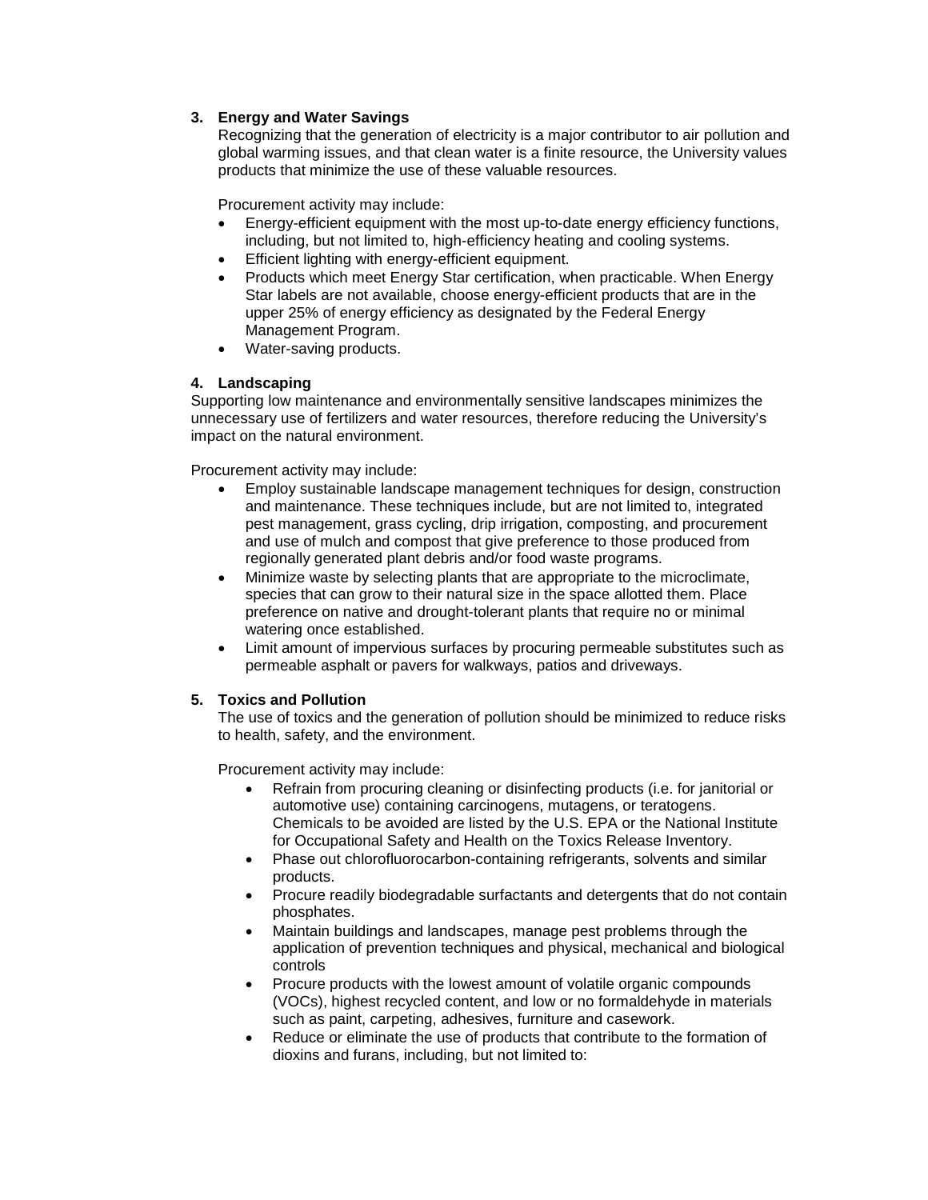### 3. Energy and Water Savings

Recognizing that the generation of electricity is a major contributor to air pollution and global warming issues, and that clean water is a finite resource, the University values products that minimize the use of these valuable resources.

Procurement activity may include:

- Energy-efficient equipment with the most up-to-date energy efficiency functions, including, but not limited to, high-efficiency heating and cooling systems.
- Efficient lighting with energy-efficient equipment.
- Products which meet Energy Star certification, when practicable. When Energy Star labels are not available, choose energy-efficient products that are in the upper 25% of energy efficiency as designated by the Federal Energy Management Program.
- Water-saving products.

### 4. Landscaping

Supporting low maintenance and environmentally sensitive landscapes minimizes the unnecessary use of fertilizers and water resources, therefore reducing the University's impact on the natural environment.

Procurement activity may include:

- Employ sustainable landscape management techniques for design, construction and maintenance. These techniques include, but are not limited to, integrated pest management, grass cycling, drip irrigation, composting, and procurement and use of mulch and compost that give preference to those produced from regionally generated plant debris and/or food waste programs.
- Minimize waste by selecting plants that are appropriate to the microclimate, species that can grow to their natural size in the space allotted them. Place preference on native and drought-tolerant plants that require no or minimal watering once established.
- Limit amount of impervious surfaces by procuring permeable substitutes such as permeable asphalt or pavers for walkways, patios and driveways.

### 5. Toxics and Pollution

The use of toxics and the generation of pollution should be minimized to reduce risks to health, safety, and the environment.

Procurement activity may include:

- Refrain from procuring cleaning or disinfecting products (i.e. for janitorial or automotive use) containing carcinogens, mutagens, or teratogens. Chemicals to be avoided are listed by the U.S. EPA or the National Institute for Occupational Safety and Health on the Toxics Release Inventory.
- Phase out chlorofluorocarbon-containing refrigerants, solvents and similar products.
- Procure readily biodegradable surfactants and detergents that do not contain phosphates.
- Maintain buildings and landscapes, manage pest problems through the application of prevention techniques and physical, mechanical and biological controls
- Procure products with the lowest amount of volatile organic compounds (VOCs), highest recycled content, and low or no formaldehyde in materials such as paint, carpeting, adhesives, furniture and casework.
- Reduce or eliminate the use of products that contribute to the formation of dioxins and furans, including, but not limited to: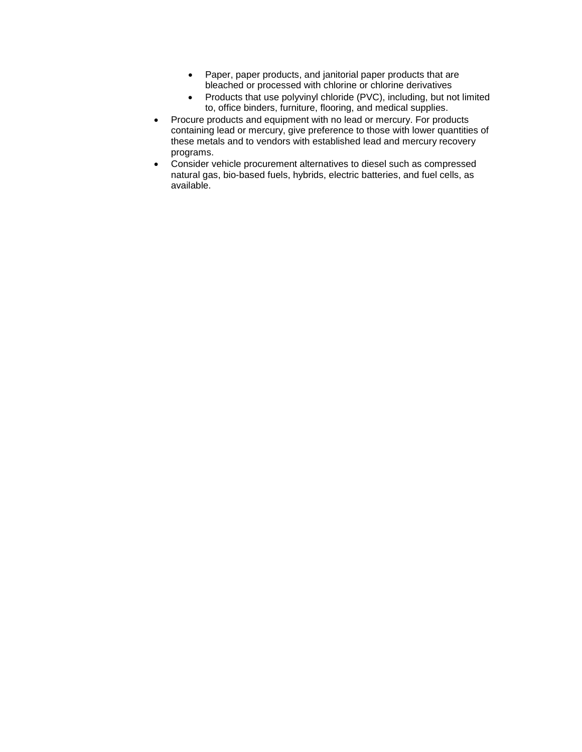- Paper, paper products, and janitorial paper products that are bleached or processed with chlorine or chlorine derivatives
    - Products that use polyvinyl chloride (PVC), including, but not limited to, office binders, furniture, flooring, and medical supplies.
- Procure products and equipment with no lead or mercury. For products containing lead or mercury, give preference to those with lower quantities of these metals and to vendors with established lead and mercury recovery programs.
- Consider vehicle procurement alternatives to diesel such as compressed natural gas, bio-based fuels, hybrids, electric batteries, and fuel cells, as available.